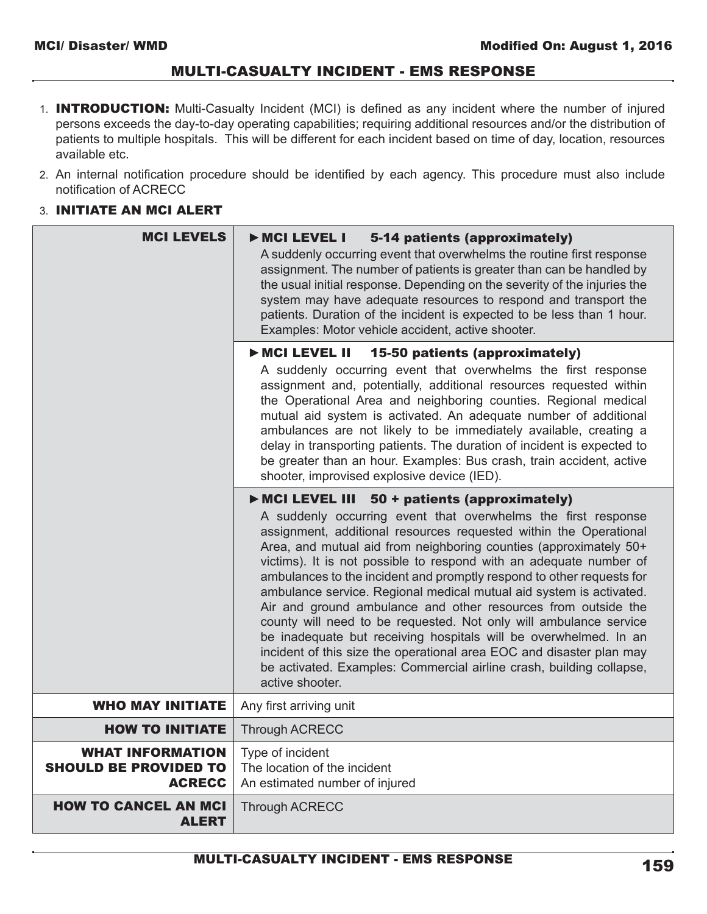# MULTI-CASUALTY INCIDENT - EMS RESPONSE

1. **INTRODUCTION:** Multi-Casualty Incident (MCI) is defined as any incident where the number of injured persons exceeds the day-to-day operating capabilities; requiring additional resources and/or the distribution of patients to multiple hospitals. This will be different for each incident based on time of day, location, resources available etc.
2. An internal notification procedure should be identified by each agency. This procedure must also include notification of ACRECC
3. **INITIATE AN MCI ALERT**

| | |
|---|---|
| **MCI LEVELS** | ► **MCI LEVEL I 5-14 patients (approximately)**<br>A suddenly occurring event that overwhelms the routine first response assignment. The number of patients is greater than can be handled by the usual initial response. Depending on the severity of the injuries the system may have adequate resources to respond and transport the patients. Duration of the incident is expected to be less than 1 hour. Examples: Motor vehicle accident, active shooter. |
| | ► **MCI LEVEL II 15-50 patients (approximately)**<br>A suddenly occurring event that overwhelms the first response assignment and, potentially, additional resources requested within the Operational Area and neighboring counties. Regional medical mutual aid system is activated. An adequate number of additional ambulances are not likely to be immediately available, creating a delay in transporting patients. The duration of incident is expected to be greater than an hour. Examples: Bus crash, train accident, active shooter, improvised explosive device (IED). |
| | ► **MCI LEVEL III 50 + patients (approximately)**<br>A suddenly occurring event that overwhelms the first response assignment, additional resources requested within the Operational Area, and mutual aid from neighboring counties (approximately 50+ victims). It is not possible to respond with an adequate number of ambulances to the incident and promptly respond to other requests for ambulance service. Regional medical mutual aid system is activated. Air and ground ambulance and other resources from outside the county will need to be requested. Not only will ambulance service be inadequate but receiving hospitals will be overwhelmed. In an incident of this size the operational area EOC and disaster plan may be activated. Examples: Commercial airline crash, building collapse, active shooter. |
| **WHO MAY INITIATE** | Any first arriving unit |
| **HOW TO INITIATE** | Through ACRECC |
| **WHAT INFORMATION SHOULD BE PROVIDED TO ACRECC** | Type of incident<br>The location of the incident<br>An estimated number of injured |
| **HOW TO CANCEL AN MCI ALERT** | Through ACRECC |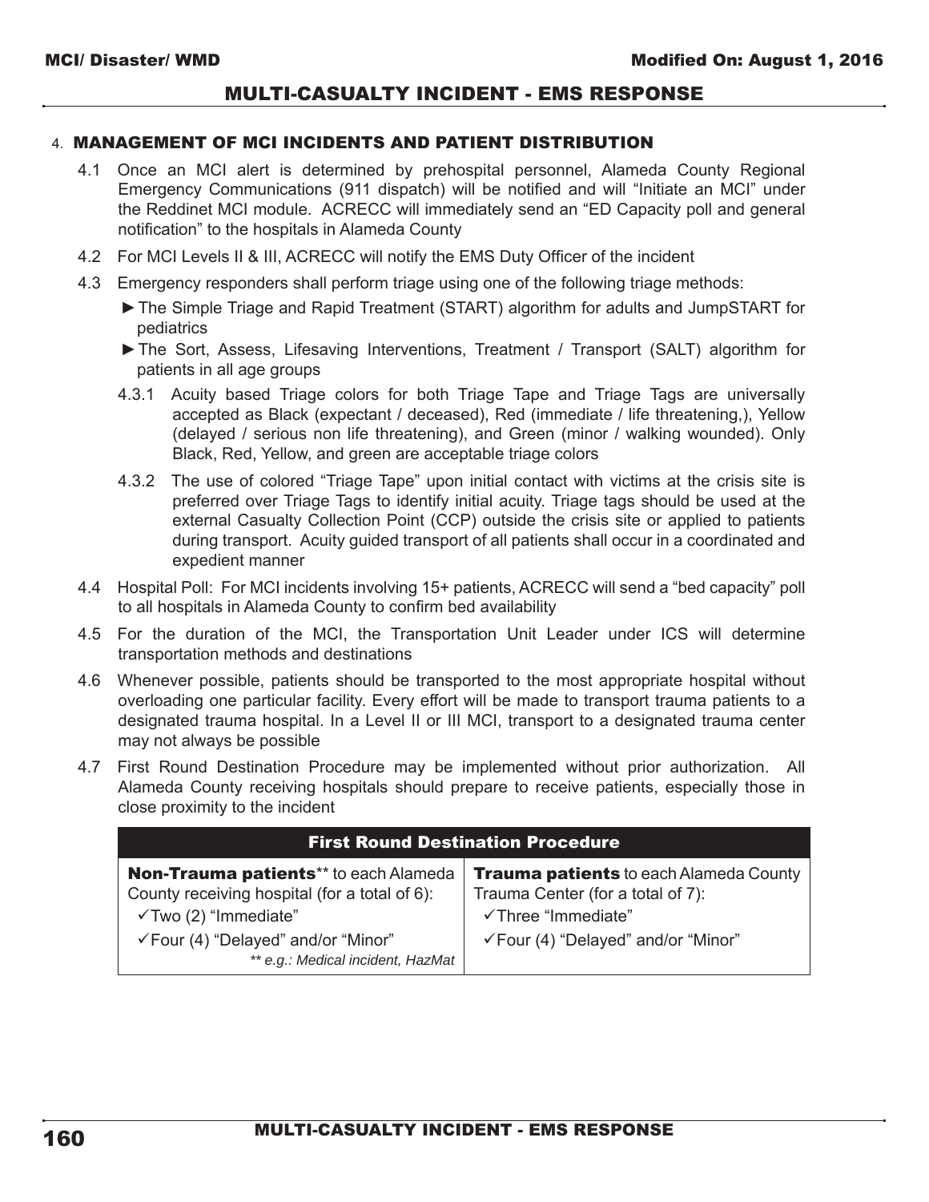## 4. MANAGEMENT OF MCI INCIDENTS AND PATIENT DISTRIBUTION

4.1 Once an MCI alert is determined by prehospital personnel, Alameda County Regional Emergency Communications (911 dispatch) will be notified and will "Initiate an MCI" under the Reddinet MCI module. ACRECC will immediately send an "ED Capacity poll and general notification" to the hospitals in Alameda County

4.2 For MCI Levels II & III, ACRECC will notify the EMS Duty Officer of the incident

4.3 Emergency responders shall perform triage using one of the following triage methods:

- ► The Simple Triage and Rapid Treatment (START) algorithm for adults and JumpSTART for pediatrics
- ► The Sort, Assess, Lifesaving Interventions, Treatment / Transport (SALT) algorithm for patients in all age groups

4.3.1 Acuity based Triage colors for both Triage Tape and Triage Tags are universally accepted as Black (expectant / deceased), Red (immediate / life threatening,), Yellow (delayed / serious non life threatening), and Green (minor / walking wounded). Only Black, Red, Yellow, and green are acceptable triage colors

4.3.2 The use of colored "Triage Tape" upon initial contact with victims at the crisis site is preferred over Triage Tags to identify initial acuity. Triage tags should be used at the external Casualty Collection Point (CCP) outside the crisis site or applied to patients during transport. Acuity guided transport of all patients shall occur in a coordinated and expedient manner

4.4 Hospital Poll: For MCI incidents involving 15+ patients, ACRECC will send a "bed capacity" poll to all hospitals in Alameda County to confirm bed availability

4.5 For the duration of the MCI, the Transportation Unit Leader under ICS will determine transportation methods and destinations

4.6 Whenever possible, patients should be transported to the most appropriate hospital without overloading one particular facility. Every effort will be made to transport trauma patients to a designated trauma hospital. In a Level II or III MCI, transport to a designated trauma center may not always be possible

4.7 First Round Destination Procedure may be implemented without prior authorization. All Alameda County receiving hospitals should prepare to receive patients, especially those in close proximity to the incident

| First Round Destination Procedure | |
|---|---|
| **Non-Trauma patients**** to each Alameda County receiving hospital (for a total of 6):<br>✓Two (2) "Immediate"<br>✓Four (4) "Delayed" and/or "Minor"<br>*** e.g.: Medical incident, HazMat* | **Trauma patients** to each Alameda County Trauma Center (for a total of 7):<br>✓Three "Immediate"<br>✓Four (4) "Delayed" and/or "Minor" |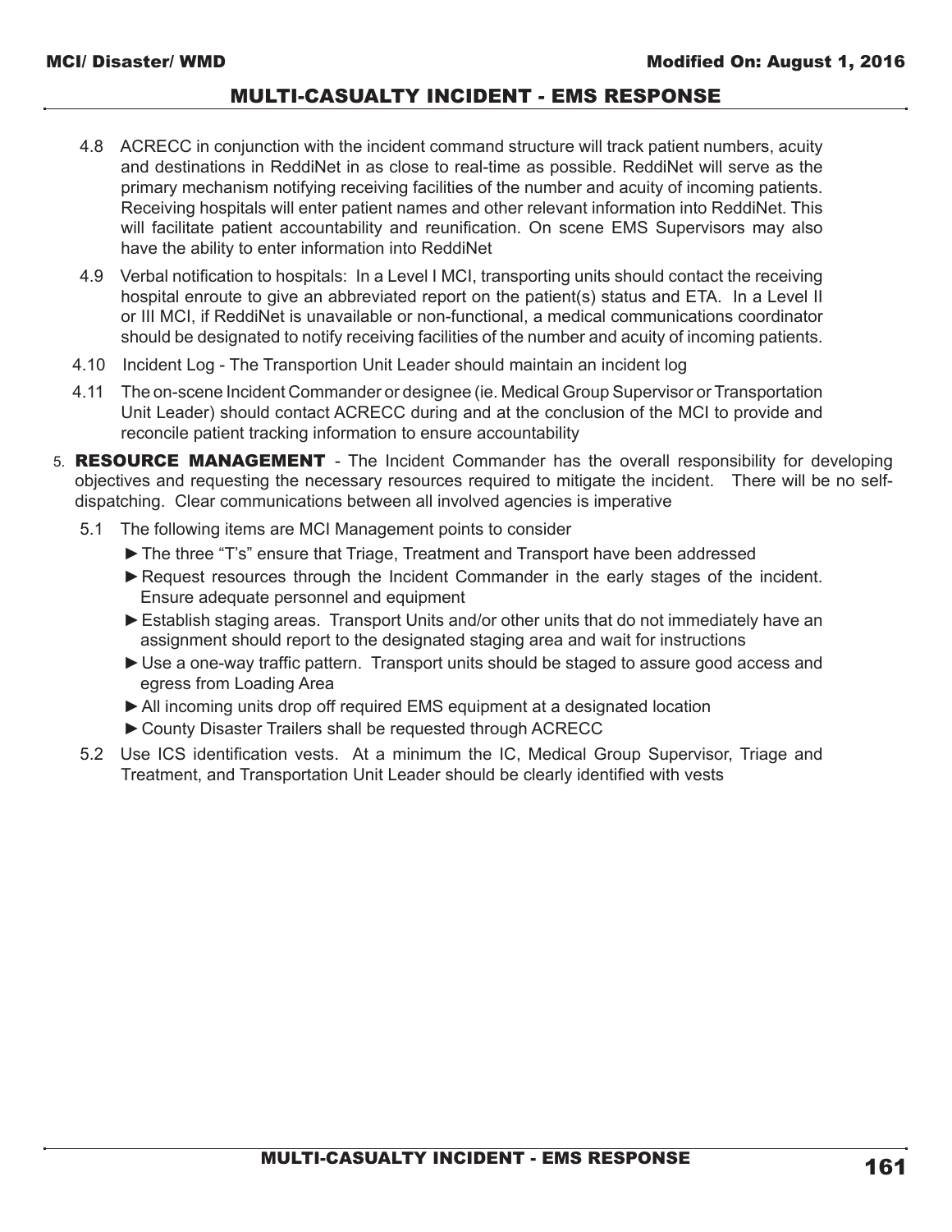4.8 ACRECC in conjunction with the incident command structure will track patient numbers, acuity and destinations in ReddiNet in as close to real-time as possible. ReddiNet will serve as the primary mechanism notifying receiving facilities of the number and acuity of incoming patients. Receiving hospitals will enter patient names and other relevant information into ReddiNet. This will facilitate patient accountability and reunification. On scene EMS Supervisors may also have the ability to enter information into ReddiNet

4.9 Verbal notification to hospitals: In a Level I MCI, transporting units should contact the receiving hospital enroute to give an abbreviated report on the patient(s) status and ETA. In a Level II or III MCI, if ReddiNet is unavailable or non-functional, a medical communications coordinator should be designated to notify receiving facilities of the number and acuity of incoming patients.

4.10 Incident Log - The Transportion Unit Leader should maintain an incident log

4.11 The on-scene Incident Commander or designee (ie. Medical Group Supervisor or Transportation Unit Leader) should contact ACRECC during and at the conclusion of the MCI to provide and reconcile patient tracking information to ensure accountability

5. **RESOURCE MANAGEMENT** - The Incident Commander has the overall responsibility for developing objectives and requesting the necessary resources required to mitigate the incident. There will be no self-dispatching. Clear communications between all involved agencies is imperative

5.1 The following items are MCI Management points to consider

- ►The three "T's" ensure that Triage, Treatment and Transport have been addressed
- ►Request resources through the Incident Commander in the early stages of the incident. Ensure adequate personnel and equipment
- ►Establish staging areas. Transport Units and/or other units that do not immediately have an assignment should report to the designated staging area and wait for instructions
- ►Use a one-way traffic pattern. Transport units should be staged to assure good access and egress from Loading Area
- ►All incoming units drop off required EMS equipment at a designated location
- ►County Disaster Trailers shall be requested through ACRECC

5.2 Use ICS identification vests. At a minimum the IC, Medical Group Supervisor, Triage and Treatment, and Transportation Unit Leader should be clearly identified with vests